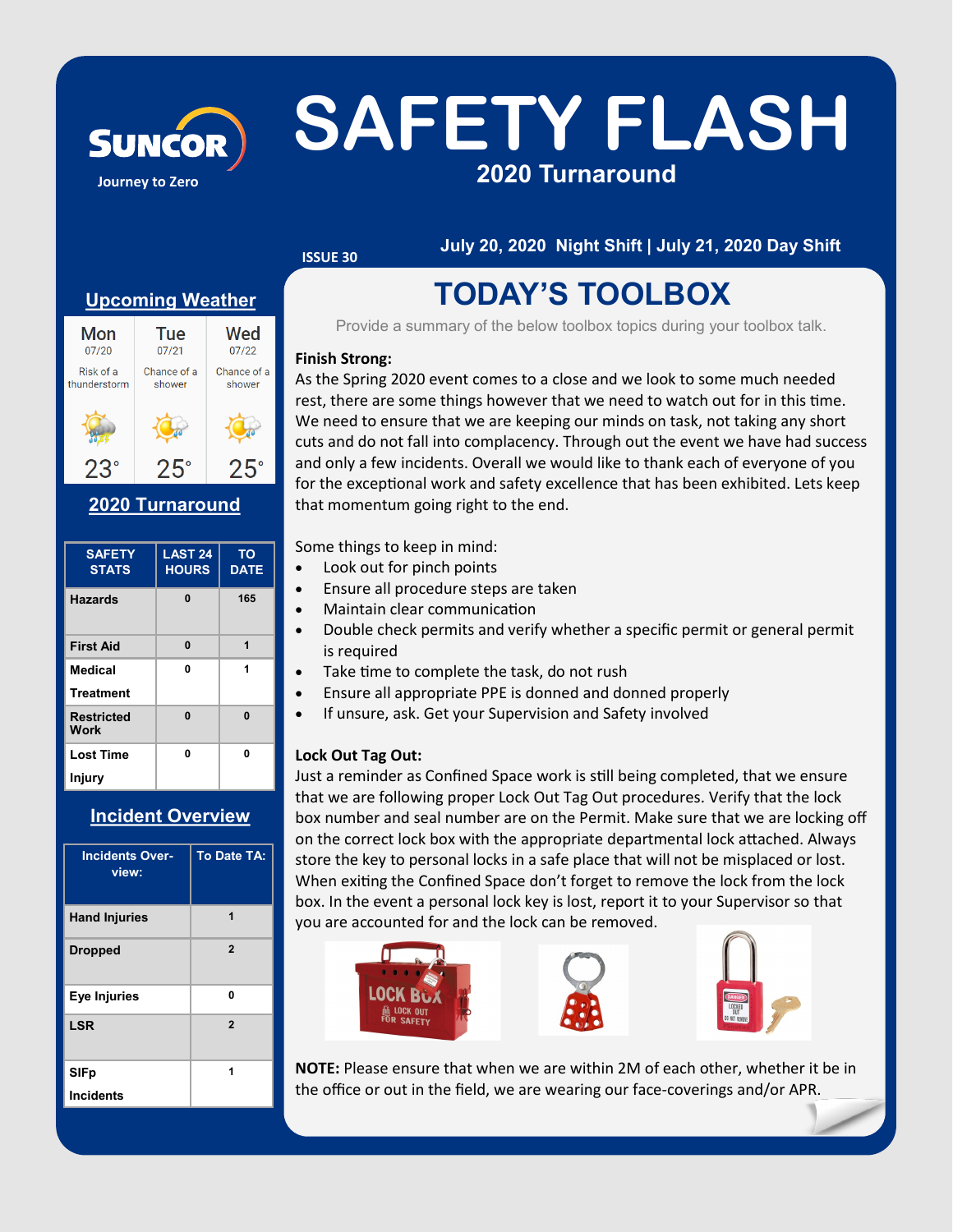# SAFETY FLASH

## 2020 Turnaround

SUNCOR

Journey to Zero

ISSUE 30

July 20, 2020 Night Shift | July 21, 2020 Day Shift

## Upcoming Weather

| Mon | Tue | Wed |
|---|---|---|
| 07/20 | 07/21 | 07/22 |
| Risk of a thunderstorm | Chance of a shower | Chance of a shower |
| 23° | 25° | 25° |

## 2020 Turnaround

| SAFETY STATS | LAST 24 HOURS | TO DATE |
|---|---|---|
| Hazards | 0 | 165 |
| First Aid | 0 | 1 |
| Medical Treatment | 0 | 1 |
| Restricted Work | 0 | 0 |
| Lost Time Injury | 0 | 0 |

## Incident Overview

| Incidents Overview: | To Date TA: |
|---|---|
| Hand Injuries | 1 |
| Dropped | 2 |
| Eye Injuries | 0 |
| LSR | 2 |
| SIFp Incidents | 1 |

## TODAY'S TOOLBOX

Provide a summary of the below toolbox topics during your toolbox talk.

**Finish Strong:**

As the Spring 2020 event comes to a close and we look to some much needed rest, there are some things however that we need to watch out for in this time. We need to ensure that we are keeping our minds on task, not taking any short cuts and do not fall into complacency. Through out the event we have had success and only a few incidents. Overall we would like to thank each of everyone of you for the exceptional work and safety excellence that has been exhibited. Lets keep that momentum going right to the end.

Some things to keep in mind:

- Look out for pinch points
- Ensure all procedure steps are taken
- Maintain clear communication
- Double check permits and verify whether a specific permit or general permit is required
- Take time to complete the task, do not rush
- Ensure all appropriate PPE is donned and donned properly
- If unsure, ask. Get your Supervision and Safety involved

**Lock Out Tag Out:**

Just a reminder as Confined Space work is still being completed, that we ensure that we are following proper Lock Out Tag Out procedures. Verify that the lock box number and seal number are on the Permit. Make sure that we are locking off on the correct lock box with the appropriate departmental lock attached. Always store the key to personal locks in a safe place that will not be misplaced or lost. When exiting the Confined Space don't forget to remove the lock from the lock box. In the event a personal lock key is lost, report it to your Supervisor so that you are accounted for and the lock can be removed.

**NOTE:** Please ensure that when we are within 2M of each other, whether it be in the office or out in the field, we are wearing our face-coverings and/or APR.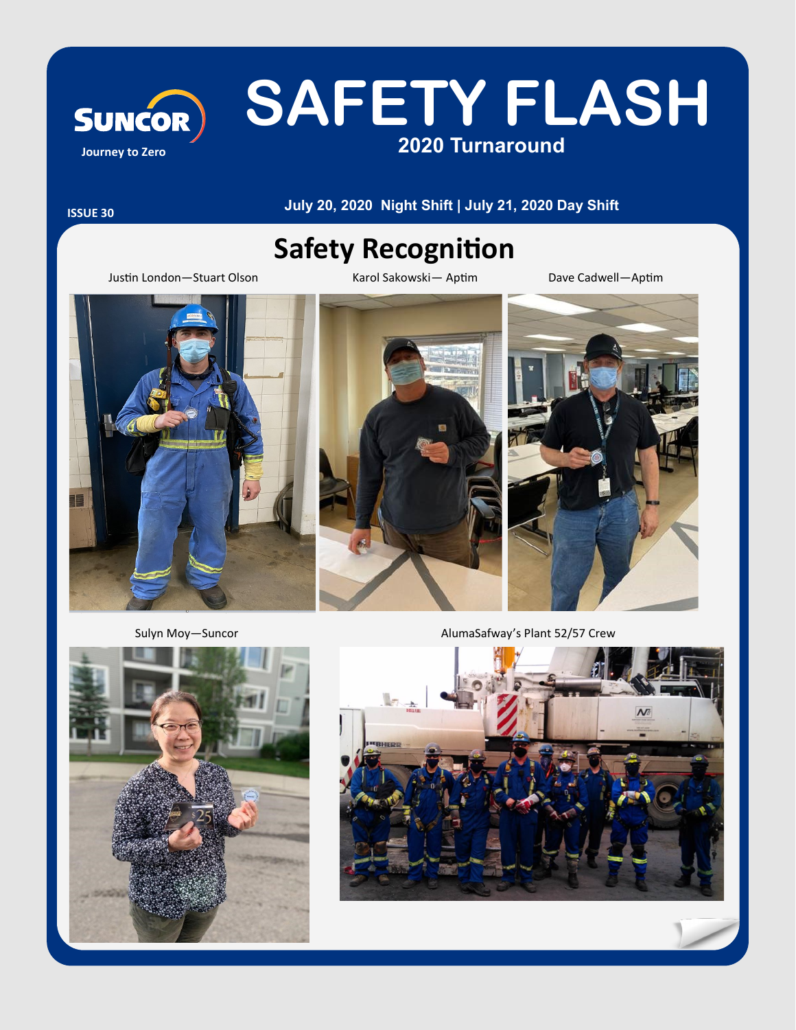SUNCOR

Journey to Zero

# SAFETY FLASH

## 2020 Turnaround

ISSUE 30

July 20, 2020 Night Shift | July 21, 2020 Day Shift

## Safety Recognition

Justin London—Stuart Olson

Karol Sakowski— Aptim

Dave Cadwell—Aptim

Sulyn Moy—Suncor

AlumaSafway's Plant 52/57 Crew